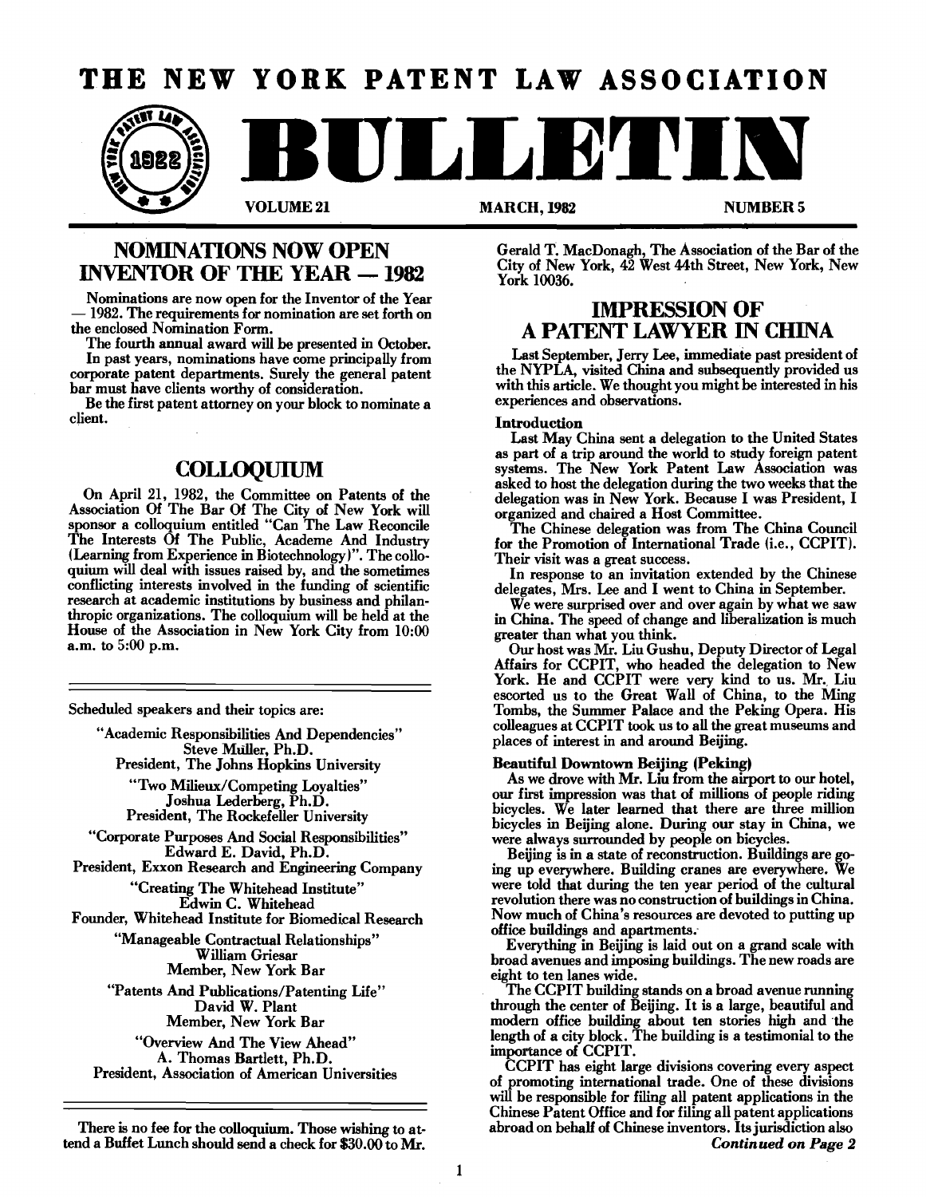# THE NEW YORK PATENT LAW ASSOCIATION

# BULLETIN

VOLUME 21 MARCH, 1982 NUMBER 5

## NOMINATIONS NOW OPEN INVENTOR OF THE YEAR — 1982

Nominations are now open for the Inventor of the Year — 1982. The requirements for nomination are set forth on the enclosed Nomination Form.

The fourth annual award will be presented in October.

In past years, nominations have come principally from corporate patent departments. Surely the general patent bar must have clients worthy of consideration.

Be the first patent attorney on your block to nominate a client.

## COLLOQUIUM

On April 21, 1982, the Committee on Patents of the Association Of The Bar Of The City of New York will sponsor a colloquium entitled "Can The Law Reconcile The Interests Of The Public, Academe And Industry (Learning from Experience in Biotechnology)". The colloquium will deal with issues raised by, and the sometimes conflicting interests involved in the funding of scientific research at academic institutions by business and philanthropic organizations. The colloquium will be held at the House of the Association in New York City from 10:00 a.m. to 5:00 p.m.

Scheduled speakers and their topics are:

"Academic Responsibilities And Dependencies"
Steve Muller, Ph.D.
President, The Johns Hopkins University

"Two Milieux/Competing Loyalties"
Joshua Lederberg, Ph.D.
President, The Rockefeller University

"Corporate Purposes And Social Responsibilities"
Edward E. David, Ph.D.
President, Exxon Research and Engineering Company

"Creating The Whitehead Institute"
Edwin C. Whitehead
Founder, Whitehead Institute for Biomedical Research

"Manageable Contractual Relationships"
William Griesar
Member, New York Bar

"Patents And Publications/Patenting Life"
David W. Plant
Member, New York Bar

"Overview And The View Ahead"
A. Thomas Bartlett, Ph.D.
President, Association of American Universities

There is no fee for the colloquium. Those wishing to attend a Buffet Lunch should send a check for $30.00 to Mr. Gerald T. MacDonagh, The Association of the Bar of the City of New York, 42 West 44th Street, New York, New York 10036.

## IMPRESSION OF A PATENT LAWYER IN CHINA

Last September, Jerry Lee, immediate past president of the NYPLA, visited China and subsequently provided us with this article. We thought you might be interested in his experiences and observations.

### Introduction

Last May China sent a delegation to the United States as part of a trip around the world to study foreign patent systems. The New York Patent Law Association was asked to host the delegation during the two weeks that the delegation was in New York. Because I was President, I organized and chaired a Host Committee.

The Chinese delegation was from The China Council for the Promotion of International Trade (i.e., CCPIT). Their visit was a great success.

In response to an invitation extended by the Chinese delegates, Mrs. Lee and I went to China in September.

We were surprised over and over again by what we saw in China. The speed of change and liberalization is much greater than what you think.

Our host was Mr. Liu Gushu, Deputy Director of Legal Affairs for CCPIT, who headed the delegation to New York. He and CCPIT were very kind to us. Mr. Liu escorted us to the Great Wall of China, to the Ming Tombs, the Summer Palace and the Peking Opera. His colleagues at CCPIT took us to all the great museums and places of interest in and around Beijing.

### Beautiful Downtown Beijing (Peking)

As we drove with Mr. Liu from the airport to our hotel, our first impression was that of millions of people riding bicycles. We later learned that there are three million bicycles in Beijing alone. During our stay in China, we were always surrounded by people on bicycles.

Beijing is in a state of reconstruction. Buildings are going up everywhere. Building cranes are everywhere. We were told that during the ten year period of the cultural revolution there was no construction of buildings in China. Now much of China's resources are devoted to putting up office buildings and apartments.

Everything in Beijing is laid out on a grand scale with broad avenues and imposing buildings. The new roads are eight to ten lanes wide.

The CCPIT building stands on a broad avenue running through the center of Beijing. It is a large, beautiful and modern office building about ten stories high and the length of a city block. The building is a testimonial to the importance of CCPIT.

CCPIT has eight large divisions covering every aspect of promoting international trade. One of these divisions will be responsible for filing all patent applications in the Chinese Patent Office and for filing all patent applications abroad on behalf of Chinese inventors. Its jurisdiction also

*Continued on Page 2*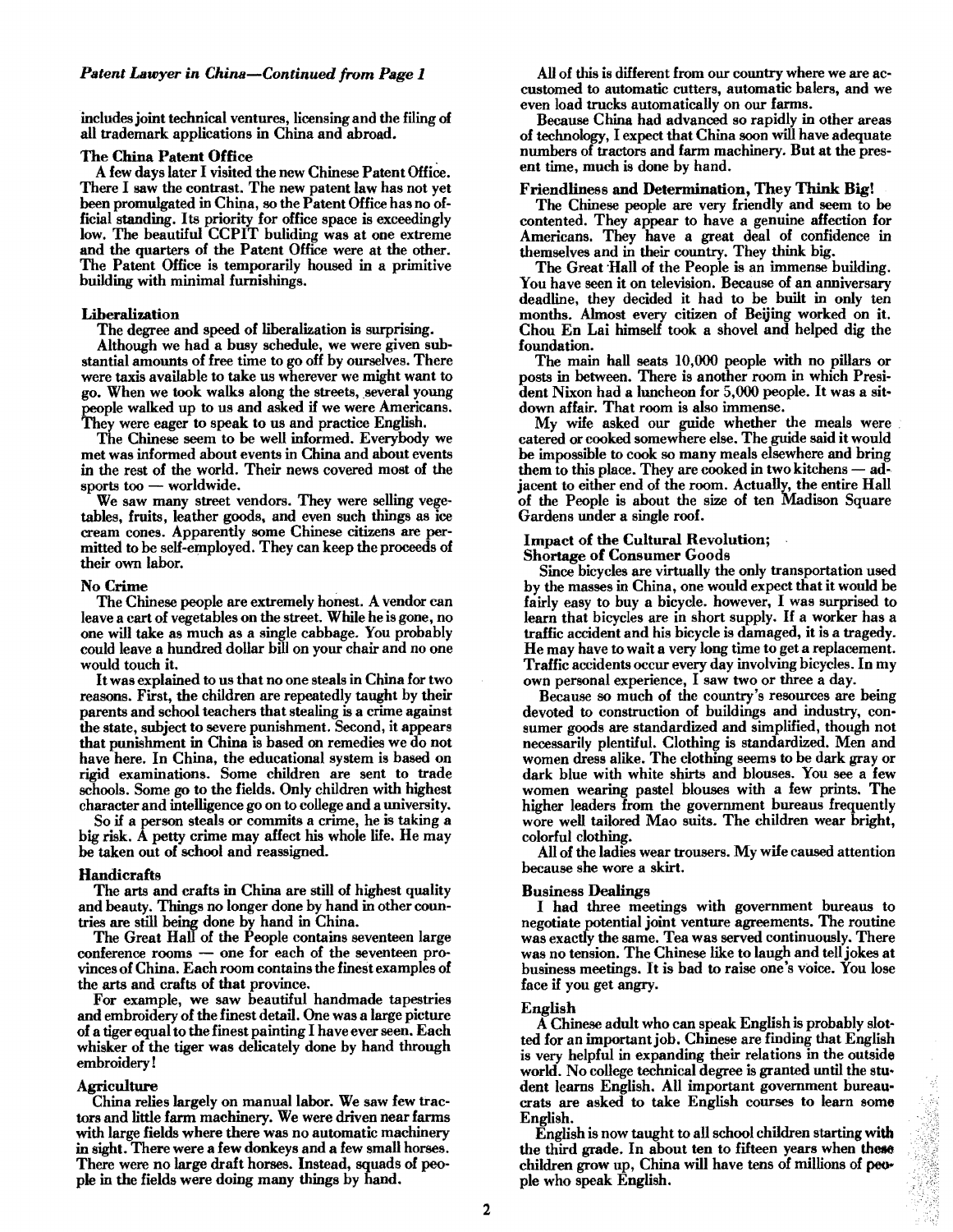*Patent Lawyer in China—Continued from Page 1*

includes joint technical ventures, licensing and the filing of all trademark applications in China and abroad.

### The China Patent Office

A few days later I visited the new Chinese Patent Office. There I saw the contrast. The new patent law has not yet been promulgated in China, so the Patent Office has no official standing. Its priority for office space is exceedingly low. The beautiful CCPIT buliding was at one extreme and the quarters of the Patent Office were at the other. The Patent Office is temporarily housed in a primitive building with minimal furnishings.

### Liberalization

The degree and speed of liberalization is surprising.

Although we had a busy schedule, we were given substantial amounts of free time to go off by ourselves. There were taxis available to take us wherever we might want to go. When we took walks along the streets, several young people walked up to us and asked if we were Americans. They were eager to speak to us and practice English.

The Chinese seem to be well informed. Everybody we met was informed about events in China and about events in the rest of the world. Their news covered most of the sports too — worldwide.

We saw many street vendors. They were selling vegetables, fruits, leather goods, and even such things as ice cream cones. Apparently some Chinese citizens are permitted to be self-employed. They can keep the proceeds of their own labor.

### No Crime

The Chinese people are extremely honest. A vendor can leave a cart of vegetables on the street. While he is gone, no one will take as much as a single cabbage. You probably could leave a hundred dollar bill on your chair and no one would touch it.

It was explained to us that no one steals in China for two reasons. First, the children are repeatedly taught by their parents and school teachers that stealing is a crime against the state, subject to severe punishment. Second, it appears that punishment in China is based on remedies we do not have here. In China, the educational system is based on rigid examinations. Some children are sent to trade schools. Some go to the fields. Only children with highest character and intelligence go on to college and a university.

So if a person steals or commits a crime, he is taking a big risk. A petty crime may affect his whole life. He may be taken out of school and reassigned.

### Handicrafts

The arts and crafts in China are still of highest quality and beauty. Things no longer done by hand in other countries are still being done by hand in China.

The Great Hall of the People contains seventeen large conference rooms — one for each of the seventeen provinces of China. Each room contains the finest examples of the arts and crafts of that province.

For example, we saw beautiful handmade tapestries and embroidery of the finest detail. One was a large picture of a tiger equal to the finest painting I have ever seen. Each whisker of the tiger was delicately done by hand through embroidery!

### Agriculture

China relies largely on manual labor. We saw few tractors and little farm machinery. We were driven near farms with large fields where there was no automatic machinery in sight. There were a few donkeys and a few small horses. There were no large draft horses. Instead, squads of people in the fields were doing many things by hand.

All of this is different from our country where we are accustomed to automatic cutters, automatic balers, and we even load trucks automatically on our farms.

Because China had advanced so rapidly in other areas of technology, I expect that China soon will have adequate numbers of tractors and farm machinery. But at the present time, much is done by hand.

### Friendliness and Determination, They Think Big!

The Chinese people are very friendly and seem to be contented. They appear to have a genuine affection for Americans. They have a great deal of confidence in themselves and in their country. They think big.

The Great Hall of the People is an immense building. You have seen it on television. Because of an anniversary deadline, they decided it had to be built in only ten months. Almost every citizen of Beijing worked on it. Chou En Lai himself took a shovel and helped dig the foundation.

The main hall seats 10,000 people with no pillars or posts in between. There is another room in which President Nixon had a luncheon for 5,000 people. It was a sit-down affair. That room is also immense.

My wife asked our guide whether the meals were catered or cooked somewhere else. The guide said it would be impossible to cook so many meals elsewhere and bring them to this place. They are cooked in two kitchens — adjacent to either end of the room. Actually, the entire Hall of the People is about the size of ten Madison Square Gardens under a single roof.

### Impact of the Cultural Revolution; Shortage of Consumer Goods

Since bicycles are virtually the only transportation used by the masses in China, one would expect that it would be fairly easy to buy a bicycle. however, I was surprised to learn that bicycles are in short supply. If a worker has a traffic accident and his bicycle is damaged, it is a tragedy. He may have to wait a very long time to get a replacement. Traffic accidents occur every day involving bicycles. In my own personal experience, I saw two or three a day.

Because so much of the country's resources are being devoted to construction of buildings and industry, consumer goods are standardized and simplified, though not necessarily plentiful. Clothing is standardized. Men and women dress alike. The clothing seems to be dark gray or dark blue with white shirts and blouses. You see a few women wearing pastel blouses with a few prints. The higher leaders from the government bureaus frequently wore well tailored Mao suits. The children wear bright, colorful clothing.

All of the ladies wear trousers. My wife caused attention because she wore a skirt.

### Business Dealings

I had three meetings with government bureaus to negotiate potential joint venture agreements. The routine was exactly the same. Tea was served continuously. There was no tension. The Chinese like to laugh and tell jokes at business meetings. It is bad to raise one's voice. You lose face if you get angry.

### English

A Chinese adult who can speak English is probably slotted for an important job. Chinese are finding that English is very helpful in expanding their relations in the outside world. No college technical degree is granted until the student learns English. All important government bureaucrats are asked to take English courses to learn some English.

English is now taught to all school children starting with the third grade. In about ten to fifteen years when these children grow up, China will have tens of millions of people who speak English.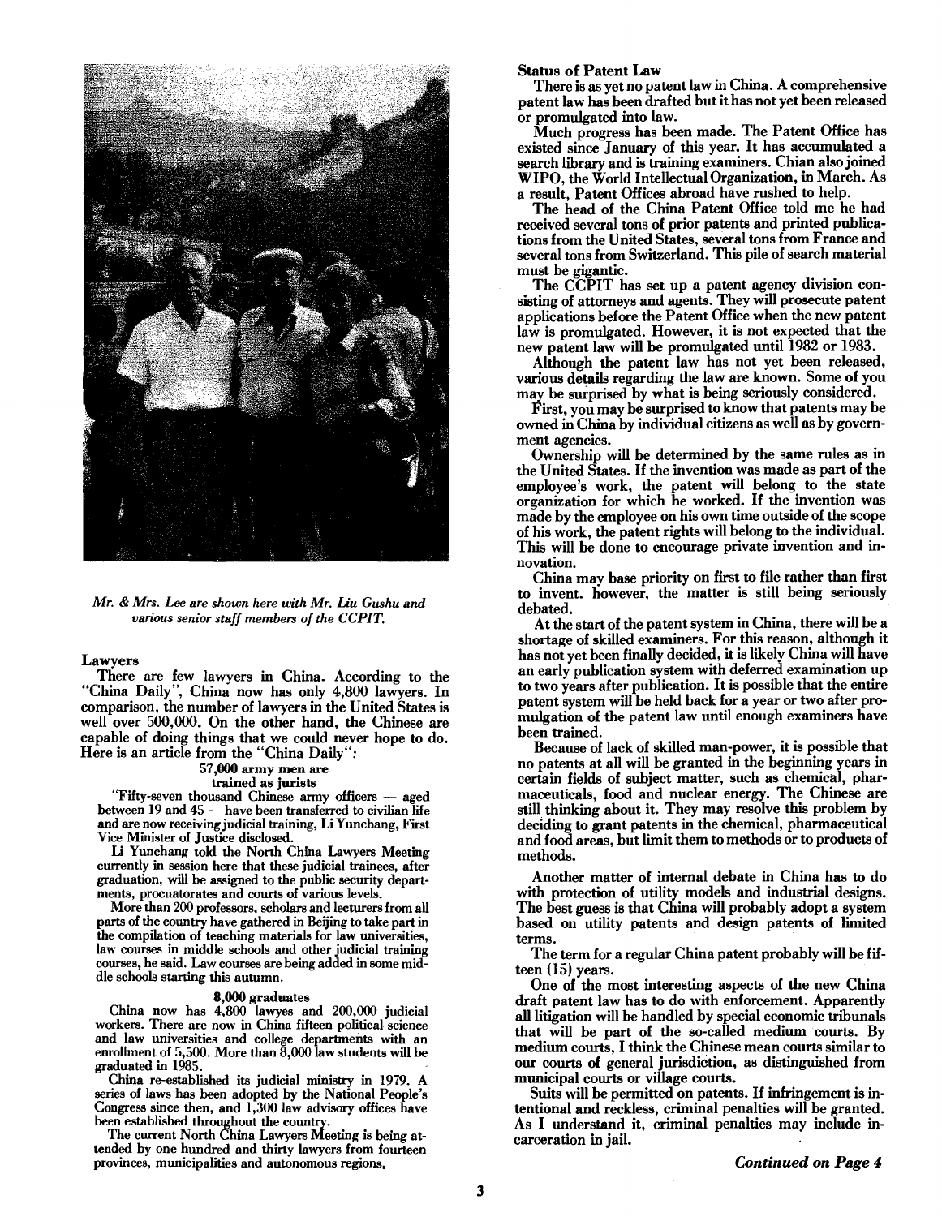*Mr. & Mrs. Lee are shown here with Mr. Liu Gushu and various senior staff members of the CCPIT.*

## Lawyers

There are few lawyers in China. According to the "China Daily", China now has only 4,800 lawyers. In comparison, the number of lawyers in the United States is well over 500,000. On the other hand, the Chinese are capable of doing things that we could never hope to do. Here is an article from the "China Daily":

**57,000 army men are trained as jurists**

"Fifty-seven thousand Chinese army officers — aged between 19 and 45 — have been transferred to civilian life and are now receiving judicial training, Li Yunchang, First Vice Minister of Justice disclosed.

Li Yunchang told the North China Lawyers Meeting currently in session here that these judicial trainees, after graduation, will be assigned to the public security departments, procuatorates and courts of various levels.

More than 200 professors, scholars and lecturers from all parts of the country have gathered in Beijing to take part in the compilation of teaching materials for law universities, law courses in middle schools and other judicial training courses, he said. Law courses are being added in some middle schools starting this autumn.

**8,000 graduates**

China now has 4,800 lawyes and 200,000 judicial workers. There are now in China fifteen political science and law universities and college departments with an enrollment of 5,500. More than 8,000 law students will be graduated in 1985.

China re-established its judicial ministry in 1979. A series of laws has been adopted by the National People's Congress since then, and 1,300 law advisory offices have been established throughout the country.

The current North China Lawyers Meeting is being attended by one hundred and thirty lawyers from fourteen provinces, municipalities and autonomous regions.

## Status of Patent Law

There is as yet no patent law in China. A comprehensive patent law has been drafted but it has not yet been released or promulgated into law.

Much progress has been made. The Patent Office has existed since January of this year. It has accumulated a search library and is training examiners. Chian also joined WIPO, the World Intellectual Organization, in March. As a result, Patent Offices abroad have rushed to help.

The head of the China Patent Office told me he had received several tons of prior patents and printed publications from the United States, several tons from France and several tons from Switzerland. This pile of search material must be gigantic.

The CCPIT has set up a patent agency division consisting of attorneys and agents. They will prosecute patent applications before the Patent Office when the new patent law is promulgated. However, it is not expected that the new patent law will be promulgated until 1982 or 1983.

Although the patent law has not yet been released, various details regarding the law are known. Some of you may be surprised by what is being seriously considered.

First, you may be surprised to know that patents may be owned in China by individual citizens as well as by government agencies.

Ownership will be determined by the same rules as in the United States. If the invention was made as part of the employee's work, the patent will belong to the state organization for which he worked. If the invention was made by the employee on his own time outside of the scope of his work, the patent rights will belong to the individual. This will be done to encourage private invention and innovation.

China may base priority on first to file rather than first to invent. however, the matter is still being seriously debated.

At the start of the patent system in China, there will be a shortage of skilled examiners. For this reason, although it has not yet been finally decided, it is likely China will have an early publication system with deferred examination up to two years after publication. It is possible that the entire patent system will be held back for a year or two after promulgation of the patent law until enough examiners have been trained.

Because of lack of skilled man-power, it is possible that no patents at all will be granted in the beginning years in certain fields of subject matter, such as chemical, pharmaceuticals, food and nuclear energy. The Chinese are still thinking about it. They may resolve this problem by deciding to grant patents in the chemical, pharmaceutical and food areas, but limit them to methods or to products of methods.

Another matter of internal debate in China has to do with protection of utility models and industrial designs. The best guess is that China will probably adopt a system based on utility patents and design patents of limited terms.

The term for a regular China patent probably will be fifteen (15) years.

One of the most interesting aspects of the new China draft patent law has to do with enforcement. Apparently all litigation will be handled by special economic tribunals that will be part of the so-called medium courts. By medium courts, I think the Chinese mean courts similar to our courts of general jurisdiction, as distinguished from municipal courts or village courts.

Suits will be permitted on patents. If infringement is intentional and reckless, criminal penalties will be granted. As I understand it, criminal penalties may include incarceration in jail.

***Continued on Page 4***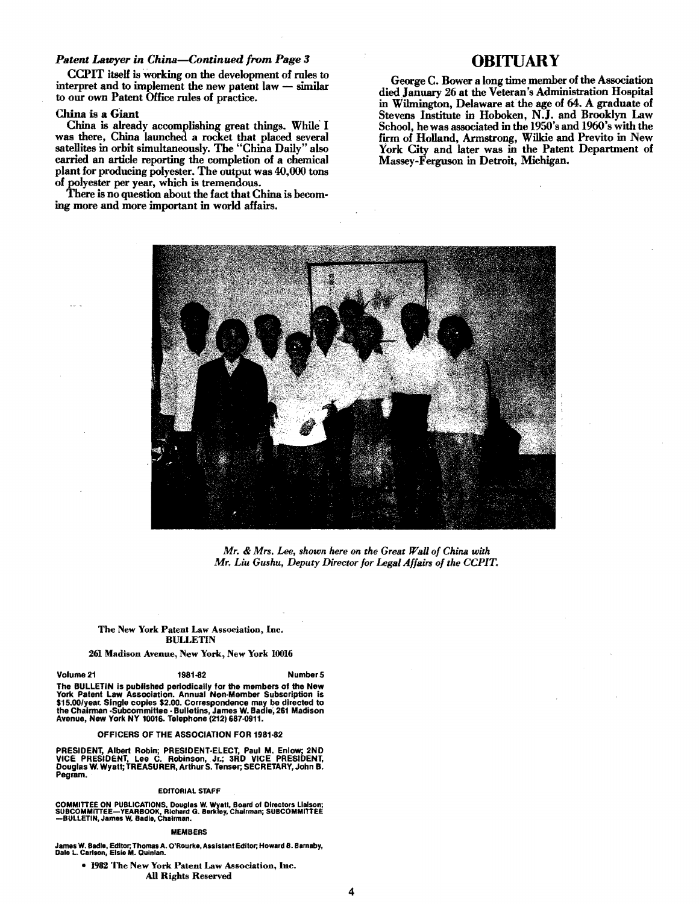*Patent Lawyer in China—Continued from Page 3*

CCPIT itself is working on the development of rules to interpret and to implement the new patent law — similar to our own Patent Office rules of practice.

**China is a Giant**

China is already accomplishing great things. While I was there, China launched a rocket that placed several satellites in orbit simultaneously. The "China Daily" also carried an article reporting the completion of a chemical plant for producing polyester. The output was 40,000 tons of polyester per year, which is tremendous.

There is no question about the fact that China is becoming more and more important in world affairs.

# OBITUARY

George C. Bower a long time member of the Association died January 26 at the Veteran's Administration Hospital in Wilmington, Delaware at the age of 64. A graduate of Stevens Institute in Hoboken, N.J. and Brooklyn Law School, he was associated in the 1950's and 1960's with the firm of Holland, Armstrong, Wilkie and Previto in New York City and later was in the Patent Department of Massey-Ferguson in Detroit, Michigan.

*Mr. & Mrs. Lee, shown here on the Great Wall of China with Mr. Liu Gushu, Deputy Director for Legal Affairs of the CCPIT.*

**The New York Patent Law Association, Inc.**
**BULLETIN**

**261 Madison Avenue, New York, New York 10016**

**Volume 21 — 1981-82 — Number 5**

**The BULLETIN is published periodically for the members of the New York Patent Law Association. Annual Non-Member Subscription is $15.00/year. Single copies $2.00. Correspondence may be directed to the Chairman -Subcommittee - Bulletins, James W. Badie, 261 Madison Avenue, New York NY 10016. Telephone (212) 687-0911.**

**OFFICERS OF THE ASSOCIATION FOR 1981-82**

**PRESIDENT, Albert Robin; PRESIDENT-ELECT, Paul M. Enlow; 2ND VICE PRESIDENT, Lee C. Robinson, Jr.; 3RD VICE PRESIDENT, Douglas W. Wyatt; TREASURER, Arthur S. Tenser; SECRETARY, John B. Pegram.**

**EDITORIAL STAFF**

**COMMITTEE ON PUBLICATIONS, Douglas W. Wyatt, Board of Directors Liaison; SUBCOMMITTEE—YEARBOOK, Richard G. Berkley, Chairman; SUBCOMMITTEE —BULLETIN, James W. Badie, Chairman.**

**MEMBERS**

**James W. Badie, Editor; Thomas A. O'Rourke, Assistant Editor; Howard B. Barnaby, Dale L. Carlson, Elsie M. Quinlan.**

**• 1982 The New York Patent Law Association, Inc.**
**All Rights Reserved**